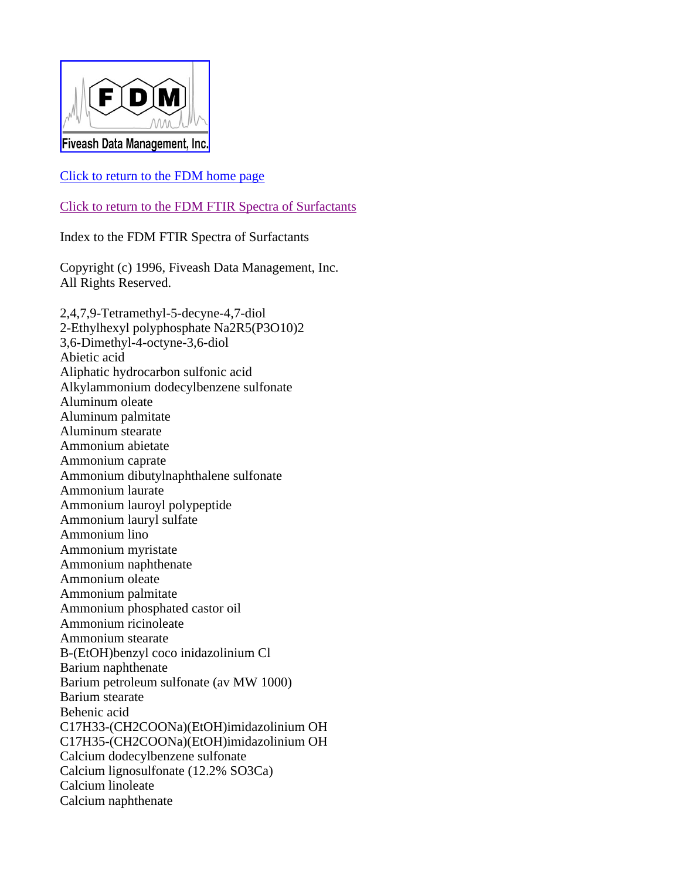Click to return to the FDM home page

Click to return to the FDM FTIR Spectra of Surfactants

Index to the FDM FTIR Spectra of Surfactants

Copyright (c) 1996, Fiveash Data Management, Inc.
All Rights Reserved.

2,4,7,9-Tetramethyl-5-decyne-4,7-diol
2-Ethylhexyl polyphosphate Na2R5(P3O10)2
3,6-Dimethyl-4-octyne-3,6-diol
Abietic acid
Aliphatic hydrocarbon sulfonic acid
Alkylammonium dodecylbenzene sulfonate
Aluminum oleate
Aluminum palmitate
Aluminum stearate
Ammonium abietate
Ammonium caprate
Ammonium dibutylnaphthalene sulfonate
Ammonium laurate
Ammonium lauroyl polypeptide
Ammonium lauryl sulfate
Ammonium lino
Ammonium myristate
Ammonium naphthenate
Ammonium oleate
Ammonium palmitate
Ammonium phosphated castor oil
Ammonium ricinoleate
Ammonium stearate
B-(EtOH)benzyl coco inidazolinium Cl
Barium naphthenate
Barium petroleum sulfonate (av MW 1000)
Barium stearate
Behenic acid
C17H33-(CH2COONa)(EtOH)imidazolinium OH
C17H35-(CH2COONa)(EtOH)imidazolinium OH
Calcium dodecylbenzene sulfonate
Calcium lignosulfonate (12.2% SO3Ca)
Calcium linoleate
Calcium naphthenate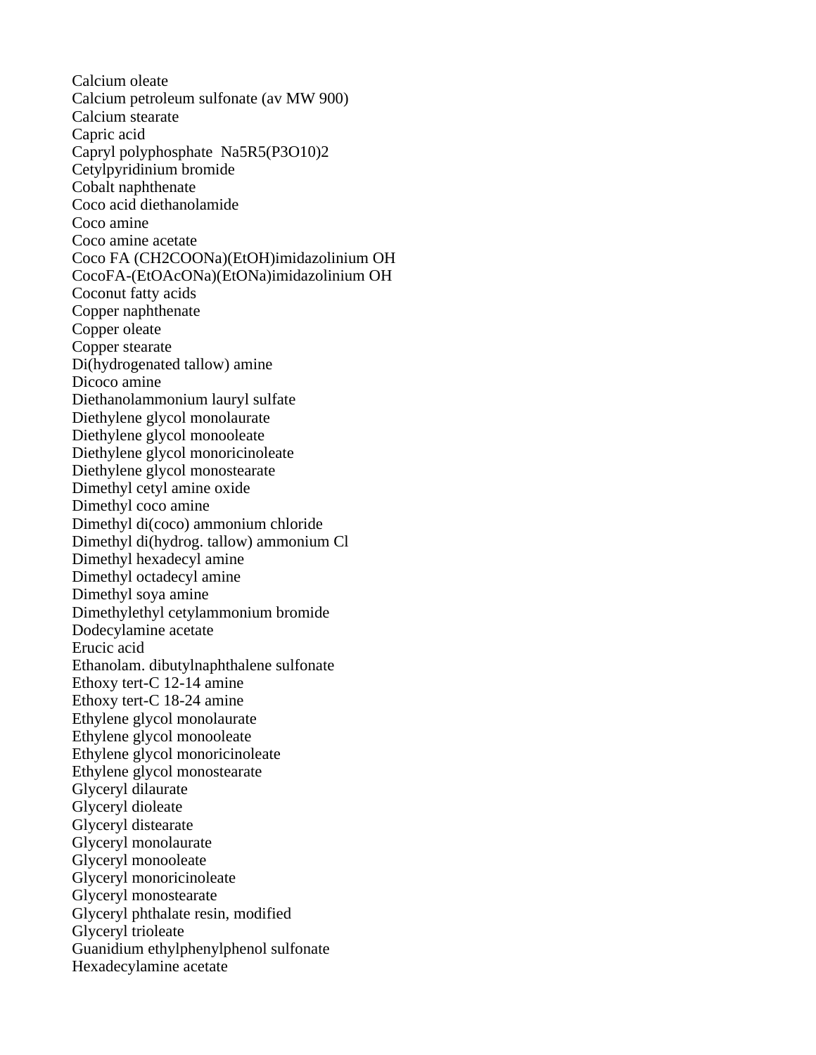Calcium oleate
Calcium petroleum sulfonate (av MW 900)
Calcium stearate
Capric acid
Capryl polyphosphate $Na_5R_5(P_3O_{10})_2$
Cetylpyridinium bromide
Cobalt naphthenate
Coco acid diethanolamide
Coco amine
Coco amine acetate
Coco FA ($CH_2COONa$)(EtOH)imidazolinium OH
CocoFA-(EtOAcONa)(EtONa)imidazolinium OH
Coconut fatty acids
Copper naphthenate
Copper oleate
Copper stearate
Di(hydrogenated tallow) amine
Dicoco amine
Diethanolammonium lauryl sulfate
Diethylene glycol monolaurate
Diethylene glycol monooleate
Diethylene glycol monoricinoleate
Diethylene glycol monostearate
Dimethyl cetyl amine oxide
Dimethyl coco amine
Dimethyl di(coco) ammonium chloride
Dimethyl di(hydrog. tallow) ammonium Cl
Dimethyl hexadecyl amine
Dimethyl octadecyl amine
Dimethyl soya amine
Dimethylethyl cetylammonium bromide
Dodecylamine acetate
Erucic acid
Ethanolam. dibutylnaphthalene sulfonate
Ethoxy tert-C 12-14 amine
Ethoxy tert-C 18-24 amine
Ethylene glycol monolaurate
Ethylene glycol monooleate
Ethylene glycol monoricinoleate
Ethylene glycol monostearate
Glyceryl dilaurate
Glyceryl dioleate
Glyceryl distearate
Glyceryl monolaurate
Glyceryl monooleate
Glyceryl monoricinoleate
Glyceryl monostearate
Glyceryl phthalate resin, modified
Glyceryl trioleate
Guanidium ethylphenylphenol sulfonate
Hexadecylamine acetate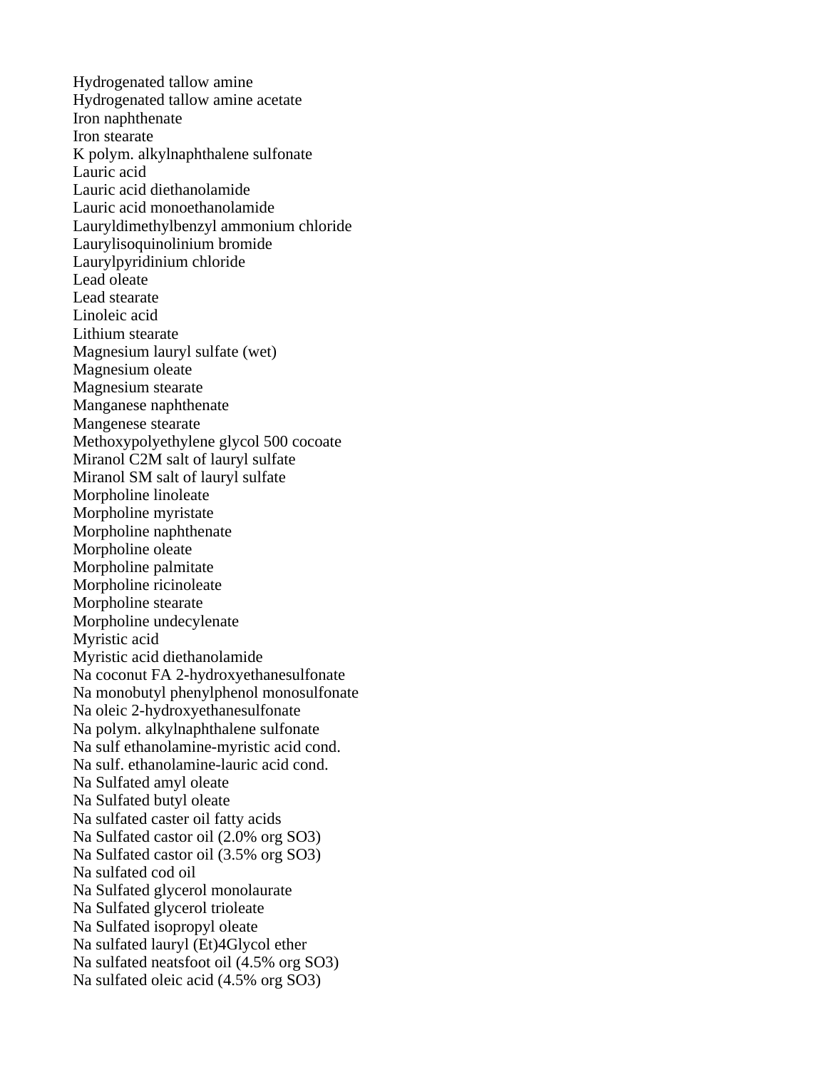Hydrogenated tallow amine
Hydrogenated tallow amine acetate
Iron naphthenate
Iron stearate
K polym. alkylnaphthalene sulfonate
Lauric acid
Lauric acid diethanolamide
Lauric acid monoethanolamide
Lauryldimethylbenzyl ammonium chloride
Laurylisoquinolinium bromide
Laurylpyridinium chloride
Lead oleate
Lead stearate
Linoleic acid
Lithium stearate
Magnesium lauryl sulfate (wet)
Magnesium oleate
Magnesium stearate
Manganese naphthenate
Mangenese stearate
Methoxypolyethylene glycol 500 cocoate
Miranol C2M salt of lauryl sulfate
Miranol SM salt of lauryl sulfate
Morpholine linoleate
Morpholine myristate
Morpholine naphthenate
Morpholine oleate
Morpholine palmitate
Morpholine ricinoleate
Morpholine stearate
Morpholine undecylenate
Myristic acid
Myristic acid diethanolamide
Na coconut FA 2-hydroxyethanesulfonate
Na monobutyl phenylphenol monosulfonate
Na oleic 2-hydroxyethanesulfonate
Na polym. alkylnaphthalene sulfonate
Na sulf ethanolamine-myristic acid cond.
Na sulf. ethanolamine-lauric acid cond.
Na Sulfated amyl oleate
Na Sulfated butyl oleate
Na sulfated caster oil fatty acids
Na Sulfated castor oil (2.0% org $SO_3$)
Na Sulfated castor oil (3.5% org $SO_3$)
Na sulfated cod oil
Na Sulfated glycerol monolaurate
Na Sulfated glycerol trioleate
Na Sulfated isopropyl oleate
Na sulfated lauryl (Et)4Glycol ether
Na sulfated neatsfoot oil (4.5% org $SO_3$)
Na sulfated oleic acid (4.5% org $SO_3$)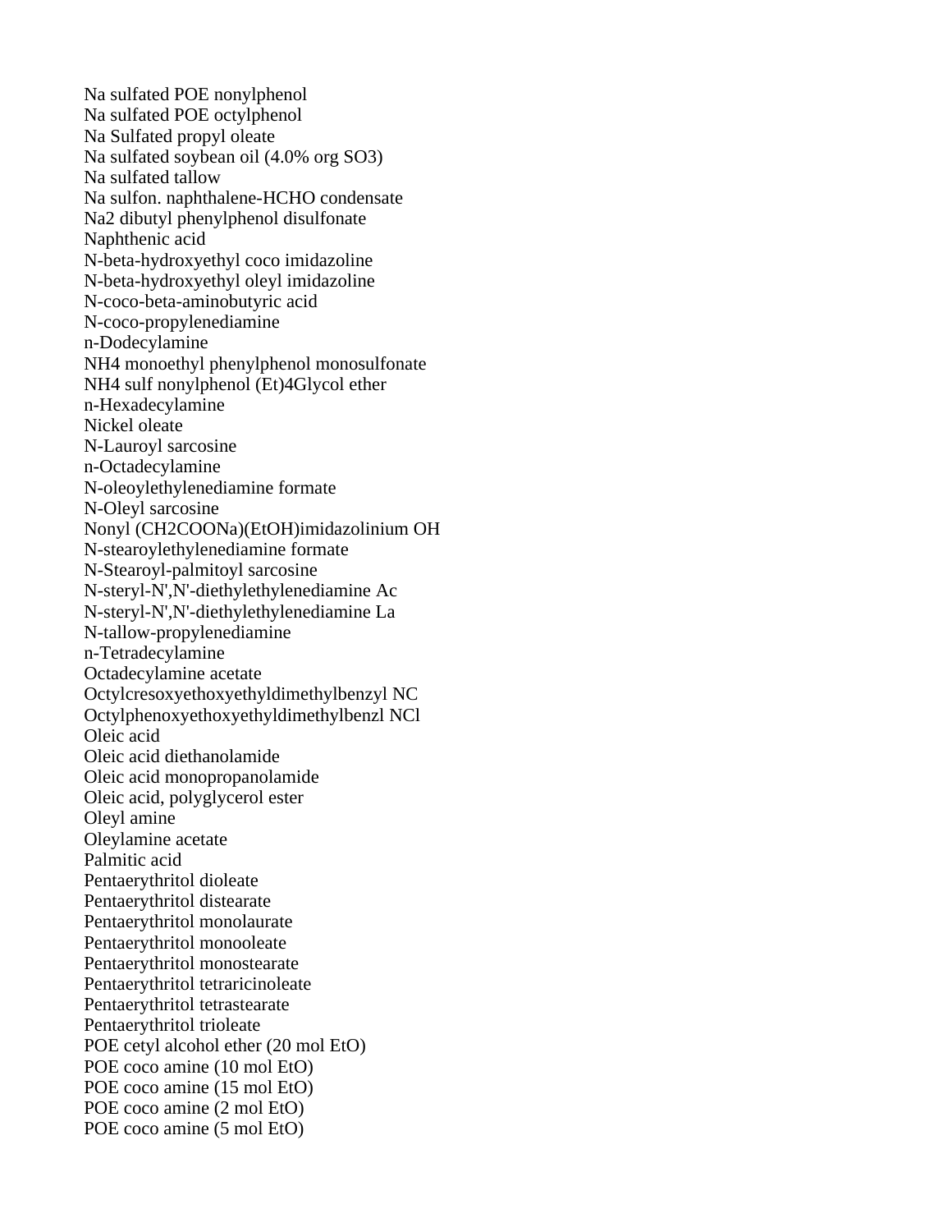Na sulfated POE nonylphenol
Na sulfated POE octylphenol
Na Sulfated propyl oleate
Na sulfated soybean oil (4.0% org SO3)
Na sulfated tallow
Na sulfon. naphthalene-HCHO condensate
Na2 dibutyl phenylphenol disulfonate
Naphthenic acid
N-beta-hydroxyethyl coco imidazoline
N-beta-hydroxyethyl oleyl imidazoline
N-coco-beta-aminobutyric acid
N-coco-propylenediamine
n-Dodecylamine
NH4 monoethyl phenylphenol monosulfonate
NH4 sulf nonylphenol (Et)4Glycol ether
n-Hexadecylamine
Nickel oleate
N-Lauroyl sarcosine
n-Octadecylamine
N-oleoylethylenediamine formate
N-Oleyl sarcosine
Nonyl (CH2COONa)(EtOH)imidazolinium OH
N-stearoylethylenediamine formate
N-Stearoyl-palmitoyl sarcosine
N-steryl-N',N'-diethylethylenediamine Ac
N-steryl-N',N'-diethylethylenediamine La
N-tallow-propylenediamine
n-Tetradecylamine
Octadecylamine acetate
Octylcresoxyethoxyethyldimethylbenzyl NC
Octylphenoxyethoxyethyldimethylbenzl NCl
Oleic acid
Oleic acid diethanolamide
Oleic acid monopropanolamide
Oleic acid, polyglycerol ester
Oleyl amine
Oleylamine acetate
Palmitic acid
Pentaerythritol dioleate
Pentaerythritol distearate
Pentaerythritol monolaurate
Pentaerythritol monooleate
Pentaerythritol monostearate
Pentaerythritol tetraricinoleate
Pentaerythritol tetrastearate
Pentaerythritol trioleate
POE cetyl alcohol ether (20 mol EtO)
POE coco amine (10 mol EtO)
POE coco amine (15 mol EtO)
POE coco amine (2 mol EtO)
POE coco amine (5 mol EtO)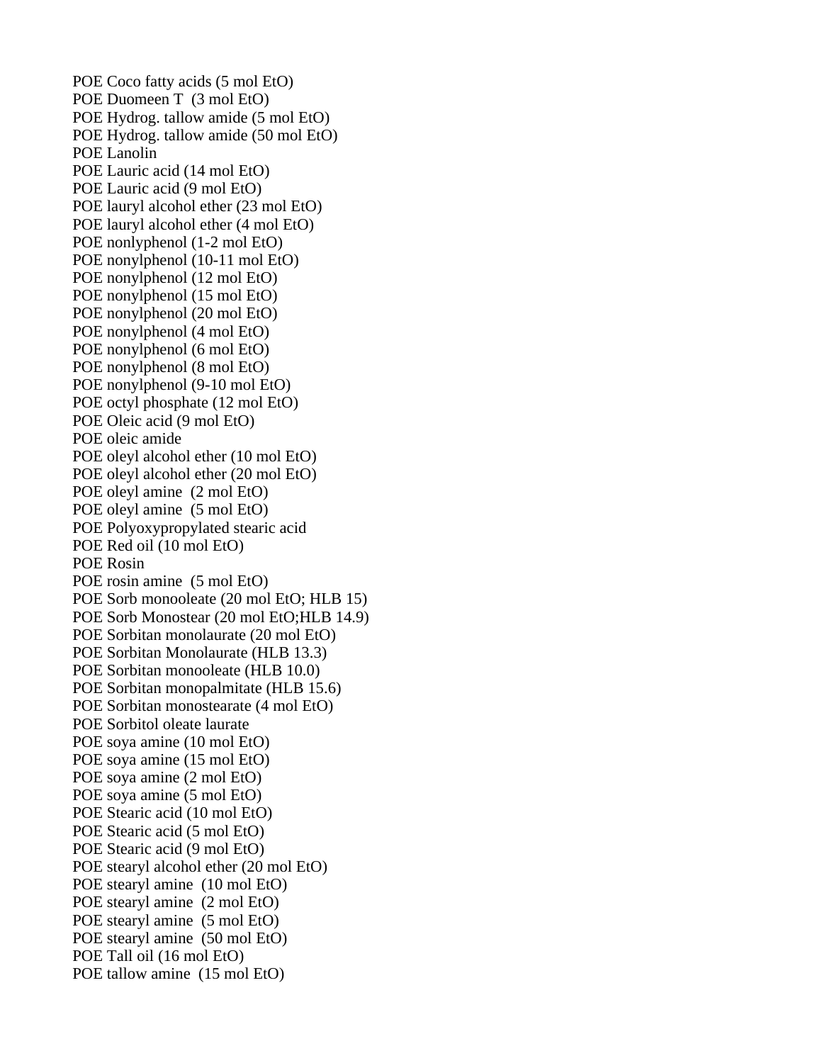POE Coco fatty acids (5 mol EtO)
POE Duomeen T (3 mol EtO)
POE Hydrog. tallow amide (5 mol EtO)
POE Hydrog. tallow amide (50 mol EtO)
POE Lanolin
POE Lauric acid (14 mol EtO)
POE Lauric acid (9 mol EtO)
POE lauryl alcohol ether (23 mol EtO)
POE lauryl alcohol ether (4 mol EtO)
POE nonlyphenol (1-2 mol EtO)
POE nonylphenol (10-11 mol EtO)
POE nonylphenol (12 mol EtO)
POE nonylphenol (15 mol EtO)
POE nonylphenol (20 mol EtO)
POE nonylphenol (4 mol EtO)
POE nonylphenol (6 mol EtO)
POE nonylphenol (8 mol EtO)
POE nonylphenol (9-10 mol EtO)
POE octyl phosphate (12 mol EtO)
POE Oleic acid (9 mol EtO)
POE oleic amide
POE oleyl alcohol ether (10 mol EtO)
POE oleyl alcohol ether (20 mol EtO)
POE oleyl amine (2 mol EtO)
POE oleyl amine (5 mol EtO)
POE Polyoxypropylated stearic acid
POE Red oil (10 mol EtO)
POE Rosin
POE rosin amine (5 mol EtO)
POE Sorb monooleate (20 mol EtO; HLB 15)
POE Sorb Monostear (20 mol EtO;HLB 14.9)
POE Sorbitan monolaurate (20 mol EtO)
POE Sorbitan Monolaurate (HLB 13.3)
POE Sorbitan monooleate (HLB 10.0)
POE Sorbitan monopalmitate (HLB 15.6)
POE Sorbitan monostearate (4 mol EtO)
POE Sorbitol oleate laurate
POE soya amine (10 mol EtO)
POE soya amine (15 mol EtO)
POE soya amine (2 mol EtO)
POE soya amine (5 mol EtO)
POE Stearic acid (10 mol EtO)
POE Stearic acid (5 mol EtO)
POE Stearic acid (9 mol EtO)
POE stearyl alcohol ether (20 mol EtO)
POE stearyl amine (10 mol EtO)
POE stearyl amine (2 mol EtO)
POE stearyl amine (5 mol EtO)
POE stearyl amine (50 mol EtO)
POE Tall oil (16 mol EtO)
POE tallow amine (15 mol EtO)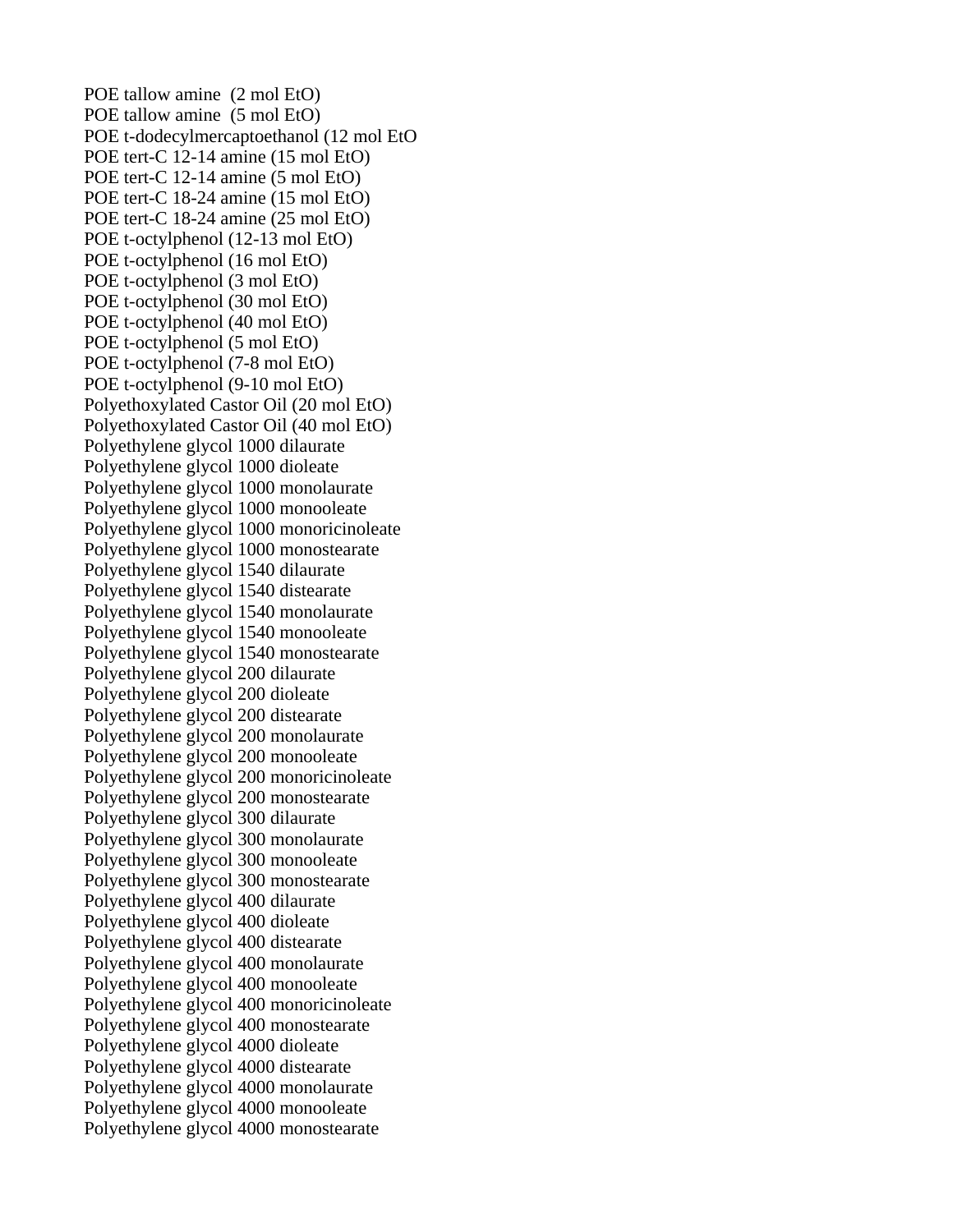POE tallow amine  (2 mol EtO)
POE tallow amine  (5 mol EtO)
POE t-dodecylmercaptoethanol (12 mol EtO
POE tert-C 12-14 amine (15 mol EtO)
POE tert-C 12-14 amine (5 mol EtO)
POE tert-C 18-24 amine (15 mol EtO)
POE tert-C 18-24 amine (25 mol EtO)
POE t-octylphenol (12-13 mol EtO)
POE t-octylphenol (16 mol EtO)
POE t-octylphenol (3 mol EtO)
POE t-octylphenol (30 mol EtO)
POE t-octylphenol (40 mol EtO)
POE t-octylphenol (5 mol EtO)
POE t-octylphenol (7-8 mol EtO)
POE t-octylphenol (9-10 mol EtO)
Polyethoxylated Castor Oil (20 mol EtO)
Polyethoxylated Castor Oil (40 mol EtO)
Polyethylene glycol 1000 dilaurate
Polyethylene glycol 1000 dioleate
Polyethylene glycol 1000 monolaurate
Polyethylene glycol 1000 monooleate
Polyethylene glycol 1000 monoricinoleate
Polyethylene glycol 1000 monostearate
Polyethylene glycol 1540 dilaurate
Polyethylene glycol 1540 distearate
Polyethylene glycol 1540 monolaurate
Polyethylene glycol 1540 monooleate
Polyethylene glycol 1540 monostearate
Polyethylene glycol 200 dilaurate
Polyethylene glycol 200 dioleate
Polyethylene glycol 200 distearate
Polyethylene glycol 200 monolaurate
Polyethylene glycol 200 monooleate
Polyethylene glycol 200 monoricinoleate
Polyethylene glycol 200 monostearate
Polyethylene glycol 300 dilaurate
Polyethylene glycol 300 monolaurate
Polyethylene glycol 300 monooleate
Polyethylene glycol 300 monostearate
Polyethylene glycol 400 dilaurate
Polyethylene glycol 400 dioleate
Polyethylene glycol 400 distearate
Polyethylene glycol 400 monolaurate
Polyethylene glycol 400 monooleate
Polyethylene glycol 400 monoricinoleate
Polyethylene glycol 400 monostearate
Polyethylene glycol 4000 dioleate
Polyethylene glycol 4000 distearate
Polyethylene glycol 4000 monolaurate
Polyethylene glycol 4000 monooleate
Polyethylene glycol 4000 monostearate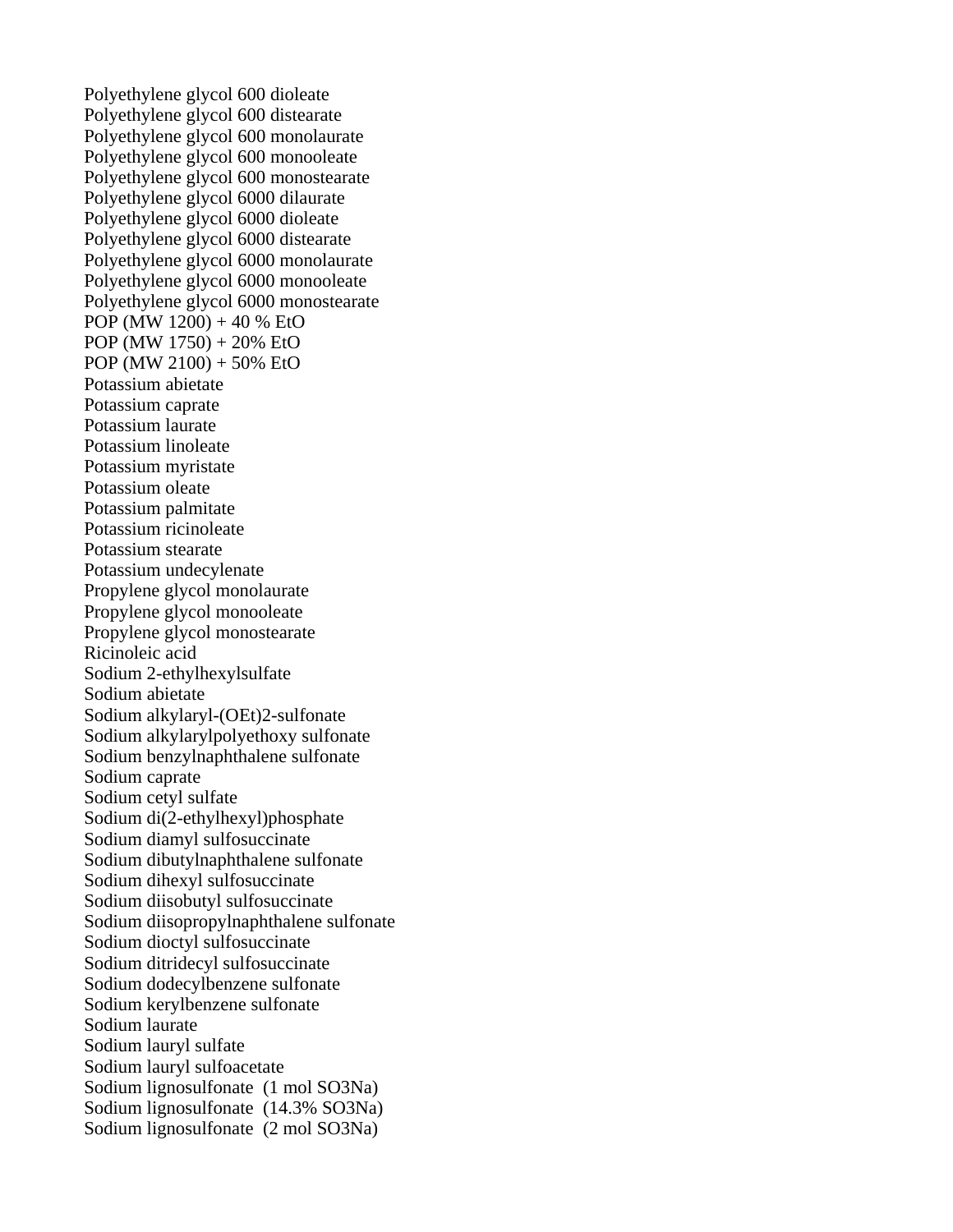Polyethylene glycol 600 dioleate
Polyethylene glycol 600 distearate
Polyethylene glycol 600 monolaurate
Polyethylene glycol 600 monooleate
Polyethylene glycol 600 monostearate
Polyethylene glycol 6000 dilaurate
Polyethylene glycol 6000 dioleate
Polyethylene glycol 6000 distearate
Polyethylene glycol 6000 monolaurate
Polyethylene glycol 6000 monooleate
Polyethylene glycol 6000 monostearate
POP (MW 1200) + 40 % EtO
POP (MW 1750) + 20% EtO
POP (MW 2100) + 50% EtO
Potassium abietate
Potassium caprate
Potassium laurate
Potassium linoleate
Potassium myristate
Potassium oleate
Potassium palmitate
Potassium ricinoleate
Potassium stearate
Potassium undecylenate
Propylene glycol monolaurate
Propylene glycol monooleate
Propylene glycol monostearate
Ricinoleic acid
Sodium 2-ethylhexylsulfate
Sodium abietate
Sodium alkylaryl-(OEt)2-sulfonate
Sodium alkylarylpolyethoxy sulfonate
Sodium benzylnaphthalene sulfonate
Sodium caprate
Sodium cetyl sulfate
Sodium di(2-ethylhexyl)phosphate
Sodium diamyl sulfosuccinate
Sodium dibutylnaphthalene sulfonate
Sodium dihexyl sulfosuccinate
Sodium diisobutyl sulfosuccinate
Sodium diisopropylnaphthalene sulfonate
Sodium dioctyl sulfosuccinate
Sodium ditridecyl sulfosuccinate
Sodium dodecylbenzene sulfonate
Sodium kerylbenzene sulfonate
Sodium laurate
Sodium lauryl sulfate
Sodium lauryl sulfoacetate
Sodium lignosulfonate (1 mol $SO_3Na$)
Sodium lignosulfonate (14.3% $SO_3Na$)
Sodium lignosulfonate (2 mol $SO_3Na$)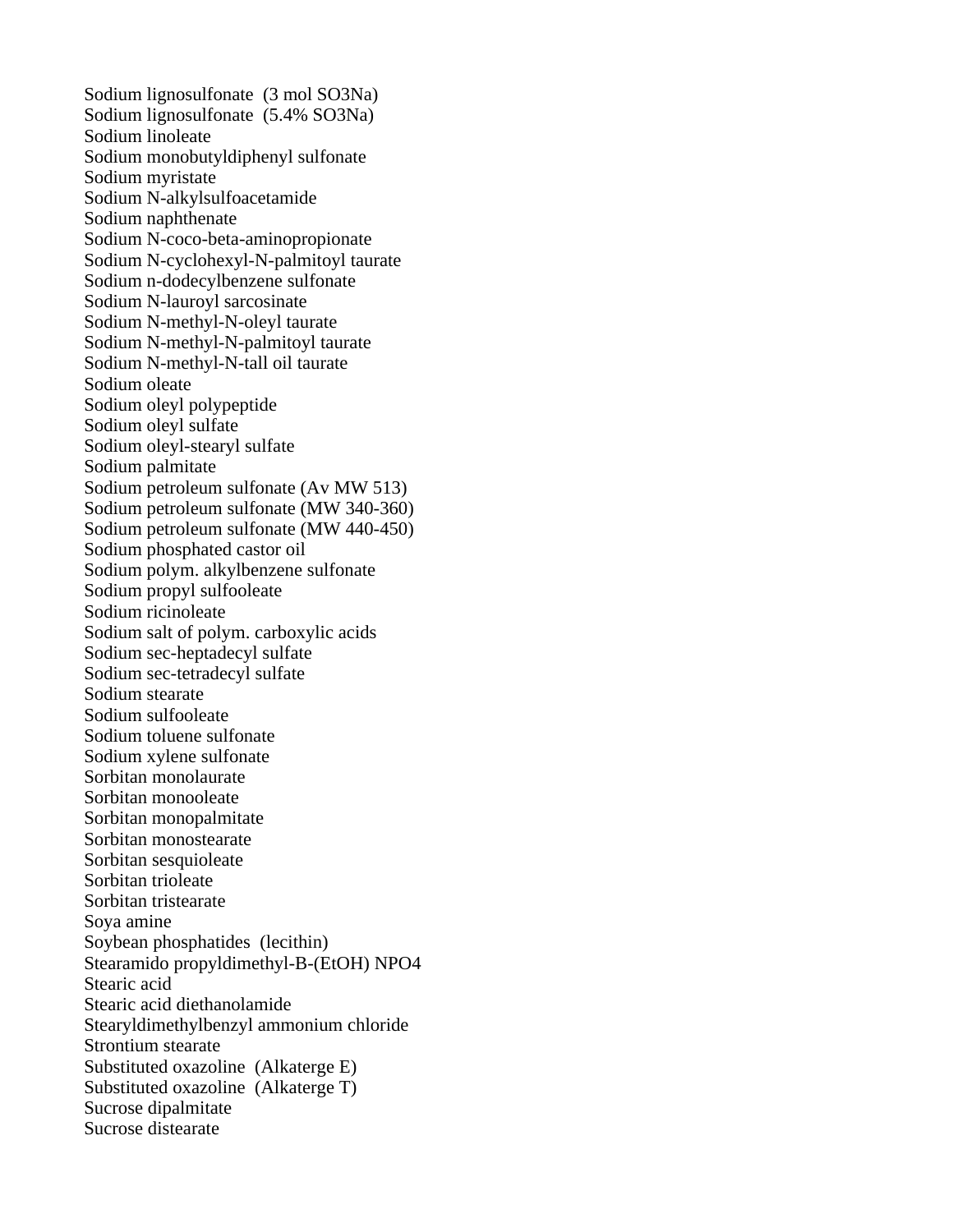Sodium lignosulfonate  (3 mol $SO_3Na$)
Sodium lignosulfonate  (5.4% $SO_3Na$)
Sodium linoleate
Sodium monobutyldiphenyl sulfonate
Sodium myristate
Sodium N-alkylsulfoacetamide
Sodium naphthenate
Sodium N-coco-beta-aminopropionate
Sodium N-cyclohexyl-N-palmitoyl taurate
Sodium n-dodecylbenzene sulfonate
Sodium N-lauroyl sarcosinate
Sodium N-methyl-N-oleyl taurate
Sodium N-methyl-N-palmitoyl taurate
Sodium N-methyl-N-tall oil taurate
Sodium oleate
Sodium oleyl polypeptide
Sodium oleyl sulfate
Sodium oleyl-stearyl sulfate
Sodium palmitate
Sodium petroleum sulfonate (Av MW 513)
Sodium petroleum sulfonate (MW 340-360)
Sodium petroleum sulfonate (MW 440-450)
Sodium phosphated castor oil
Sodium polym. alkylbenzene sulfonate
Sodium propyl sulfooleate
Sodium ricinoleate
Sodium salt of polym. carboxylic acids
Sodium sec-heptadecyl sulfate
Sodium sec-tetradecyl sulfate
Sodium stearate
Sodium sulfooleate
Sodium toluene sulfonate
Sodium xylene sulfonate
Sorbitan monolaurate
Sorbitan monooleate
Sorbitan monopalmitate
Sorbitan monostearate
Sorbitan sesquioleate
Sorbitan trioleate
Sorbitan tristearate
Soya amine
Soybean phosphatides  (lecithin)
Stearamido propyldimethyl-B-(EtOH) $NPO_4$
Stearic acid
Stearic acid diethanolamide
Stearyldimethylbenzyl ammonium chloride
Strontium stearate
Substituted oxazoline  (Alkaterge E)
Substituted oxazoline  (Alkaterge T)
Sucrose dipalmitate
Sucrose distearate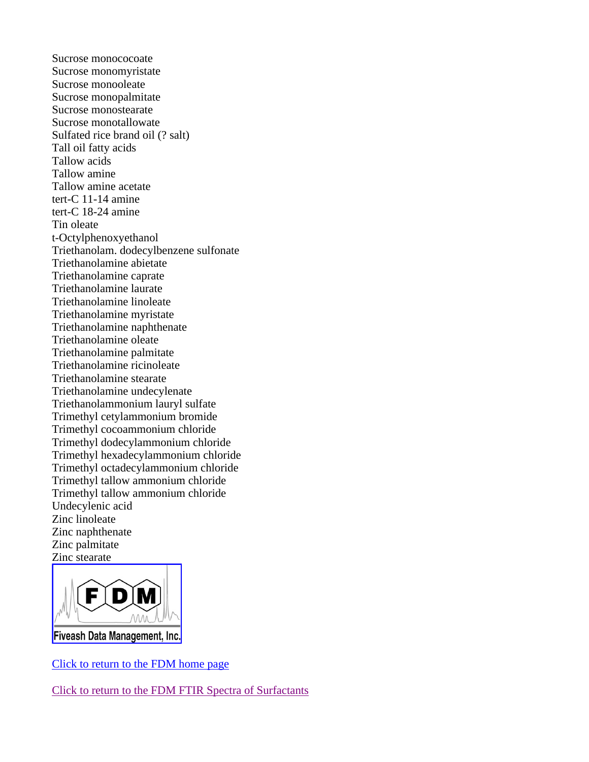Sucrose monococoate
Sucrose monomyristate
Sucrose monooleate
Sucrose monopalmitate
Sucrose monostearate
Sucrose monotallowate
Sulfated rice brand oil (? salt)
Tall oil fatty acids
Tallow acids
Tallow amine
Tallow amine acetate
tert-C 11-14 amine
tert-C 18-24 amine
Tin oleate
t-Octylphenoxyethanol
Triethanolam. dodecylbenzene sulfonate
Triethanolamine abietate
Triethanolamine caprate
Triethanolamine laurate
Triethanolamine linoleate
Triethanolamine myristate
Triethanolamine naphthenate
Triethanolamine oleate
Triethanolamine palmitate
Triethanolamine ricinoleate
Triethanolamine stearate
Triethanolamine undecylenate
Triethanolammonium lauryl sulfate
Trimethyl cetylammonium bromide
Trimethyl cocoammonium chloride
Trimethyl dodecylammonium chloride
Trimethyl hexadecylammonium chloride
Trimethyl octadecylammonium chloride
Trimethyl tallow ammonium chloride
Trimethyl tallow ammonium chloride
Undecylenic acid
Zinc linoleate
Zinc naphthenate
Zinc palmitate
Zinc stearate

FDM
Fiveash Data Management, Inc.

Click to return to the FDM home page

Click to return to the FDM FTIR Spectra of Surfactants